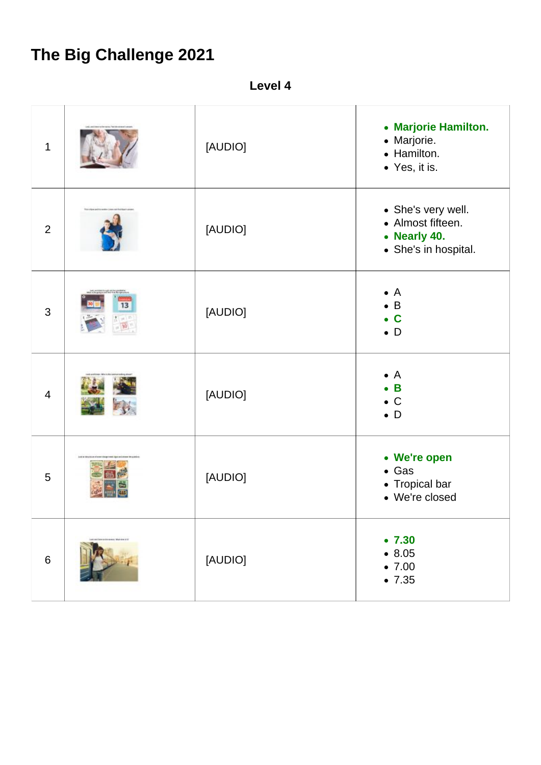# The Big Challenge 2021

**Level 4**

| | | | |
|---|---|---|---|
| 1 | | [AUDIO] | • **Marjorie Hamilton.**<br>• Marjorie.<br>• Hamilton.<br>• Yes, it is. |
| 2 | | [AUDIO] | • She's very well.<br>• Almost fifteen.<br>• **Nearly 40.**<br>• She's in hospital. |
| 3 | | [AUDIO] | • A<br>• B<br>• **C**<br>• D |
| 4 | | [AUDIO] | • A<br>• **B**<br>• C<br>• D |
| 5 | | [AUDIO] | • **We're open**<br>• Gas<br>• Tropical bar<br>• We're closed |
| 6 | | [AUDIO] | • **7.30**<br>• 8.05<br>• 7.00<br>• 7.35 |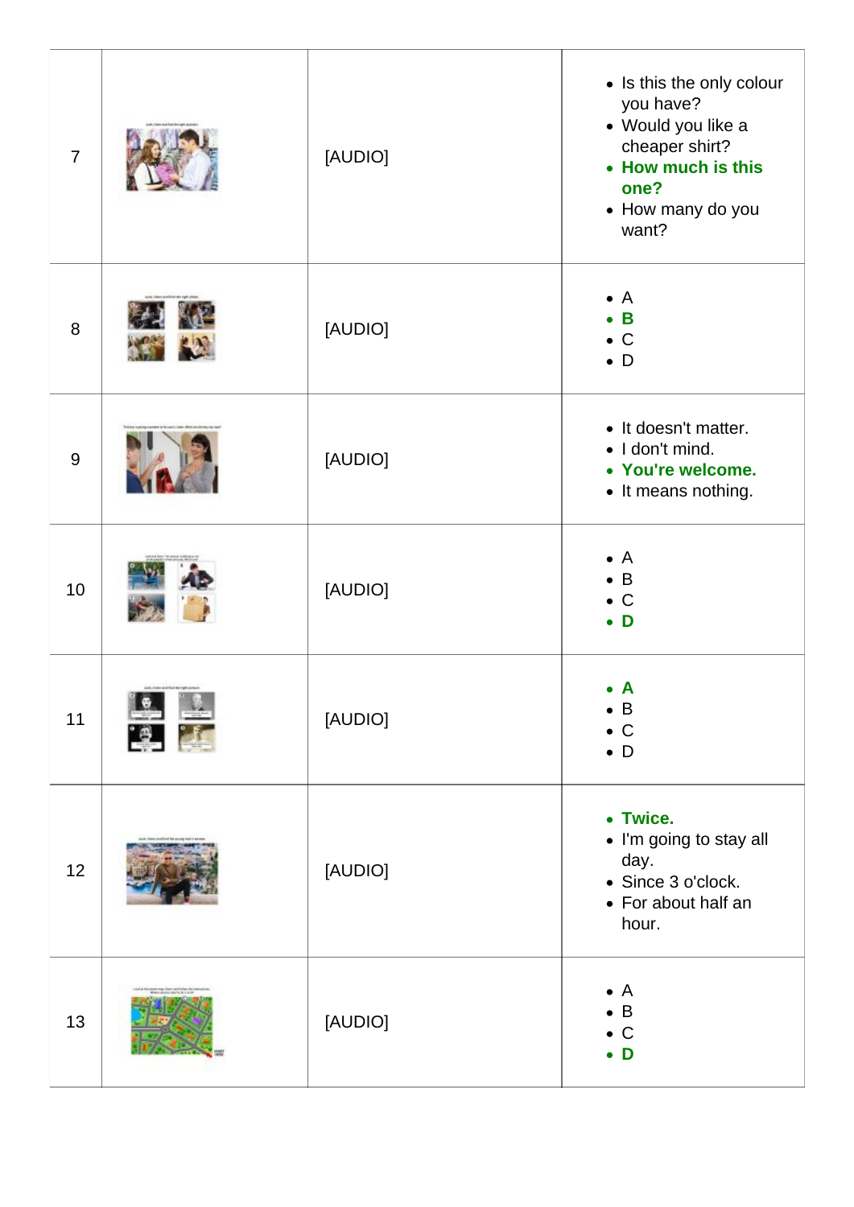| | | | |
|---|---|---|---|
| 7 | | [AUDIO] | • Is this the only colour you have?<br>• Would you like a cheaper shirt?<br>• **How much is this one?**<br>• How many do you want? |
| 8 | | [AUDIO] | • A<br>• **B**<br>• C<br>• D |
| 9 | | [AUDIO] | • It doesn't matter.<br>• I don't mind.<br>• **You're welcome.**<br>• It means nothing. |
| 10 | | [AUDIO] | • A<br>• B<br>• C<br>• **D** |
| 11 | | [AUDIO] | • **A**<br>• B<br>• C<br>• D |
| 12 | | [AUDIO] | • **Twice.**<br>• I'm going to stay all day.<br>• Since 3 o'clock.<br>• For about half an hour. |
| 13 | | [AUDIO] | • A<br>• B<br>• C<br>• **D** |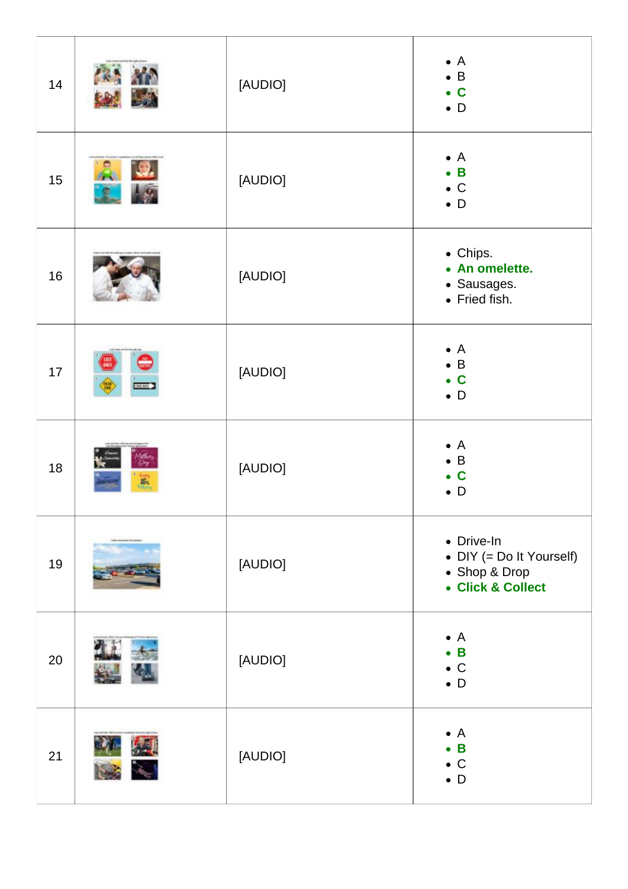| | | | |
|---|---|---|---|
| 14 | | [AUDIO] | • A<br>• B<br>• **C**<br>• D |
| 15 | | [AUDIO] | • A<br>• **B**<br>• C<br>• D |
| 16 | | [AUDIO] | • Chips.<br>• **An omelette.**<br>• Sausages.<br>• Fried fish. |
| 17 | | [AUDIO] | • A<br>• B<br>• **C**<br>• D |
| 18 | | [AUDIO] | • A<br>• B<br>• **C**<br>• D |
| 19 | | [AUDIO] | • Drive-In<br>• DIY (= Do It Yourself)<br>• Shop & Drop<br>• **Click & Collect** |
| 20 | | [AUDIO] | • A<br>• **B**<br>• C<br>• D |
| 21 | | [AUDIO] | • A<br>• **B**<br>• C<br>• D |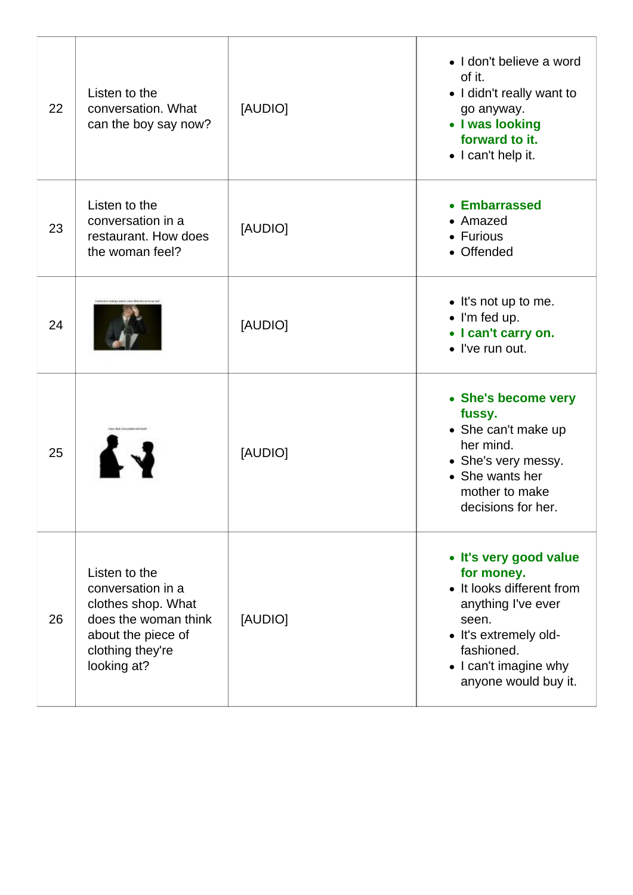| | | | |
|---|---|---|---|
| 22 | Listen to the conversation. What can the boy say now? | [AUDIO] | • I don't believe a word of it.<br>• I didn't really want to go anyway.<br>• **I was looking forward to it.**<br>• I can't help it. |
| 23 | Listen to the conversation in a restaurant. How does the woman feel? | [AUDIO] | • **Embarrassed**<br>• Amazed<br>• Furious<br>• Offended |
| 24 | | [AUDIO] | • It's not up to me.<br>• I'm fed up.<br>• **I can't carry on.**<br>• I've run out. |
| 25 | | [AUDIO] | • **She's become very fussy.**<br>• She can't make up her mind.<br>• She's very messy.<br>• She wants her mother to make decisions for her. |
| 26 | Listen to the conversation in a clothes shop. What does the woman think about the piece of clothing they're looking at? | [AUDIO] | • **It's very good value for money.**<br>• It looks different from anything I've ever seen.<br>• It's extremely old-fashioned.<br>• I can't imagine why anyone would buy it. |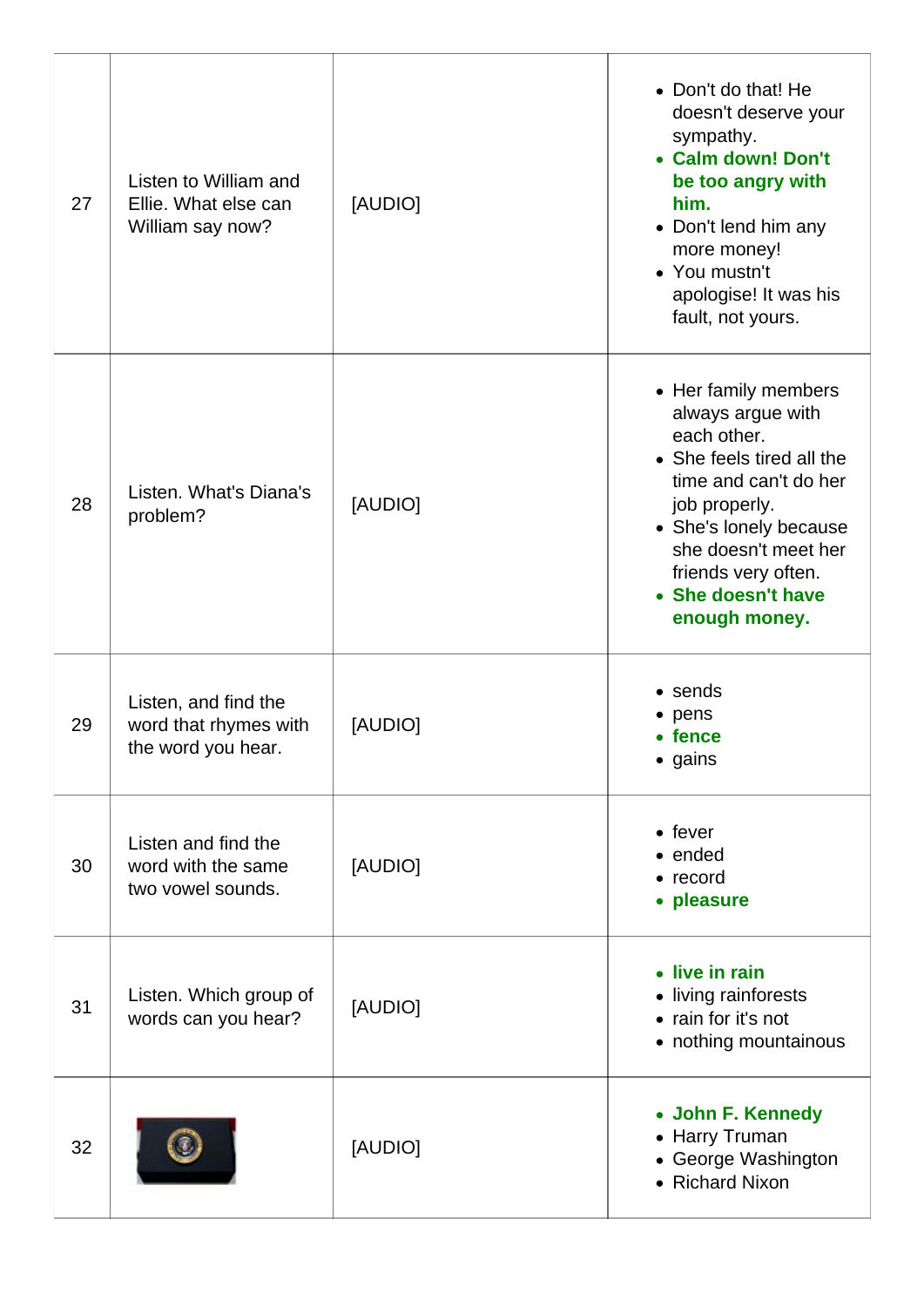| | | | |
|---|---|---|---|
| 27 | Listen to William and Ellie. What else can William say now? | [AUDIO] | • Don't do that! He doesn't deserve your sympathy.<br>• **Calm down! Don't be too angry with him.**<br>• Don't lend him any more money!<br>• You mustn't apologise! It was his fault, not yours. |
| 28 | Listen. What's Diana's problem? | [AUDIO] | • Her family members always argue with each other.<br>• She feels tired all the time and can't do her job properly.<br>• She's lonely because she doesn't meet her friends very often.<br>• **She doesn't have enough money.** |
| 29 | Listen, and find the word that rhymes with the word you hear. | [AUDIO] | • sends<br>• pens<br>• **fence**<br>• gains |
| 30 | Listen and find the word with the same two vowel sounds. | [AUDIO] | • fever<br>• ended<br>• record<br>• **pleasure** |
| 31 | Listen. Which group of words can you hear? | [AUDIO] | • **live in rain**<br>• living rainforests<br>• rain for it's not<br>• nothing mountainous |
| 32 | | [AUDIO] | • **John F. Kennedy**<br>• Harry Truman<br>• George Washington<br>• Richard Nixon |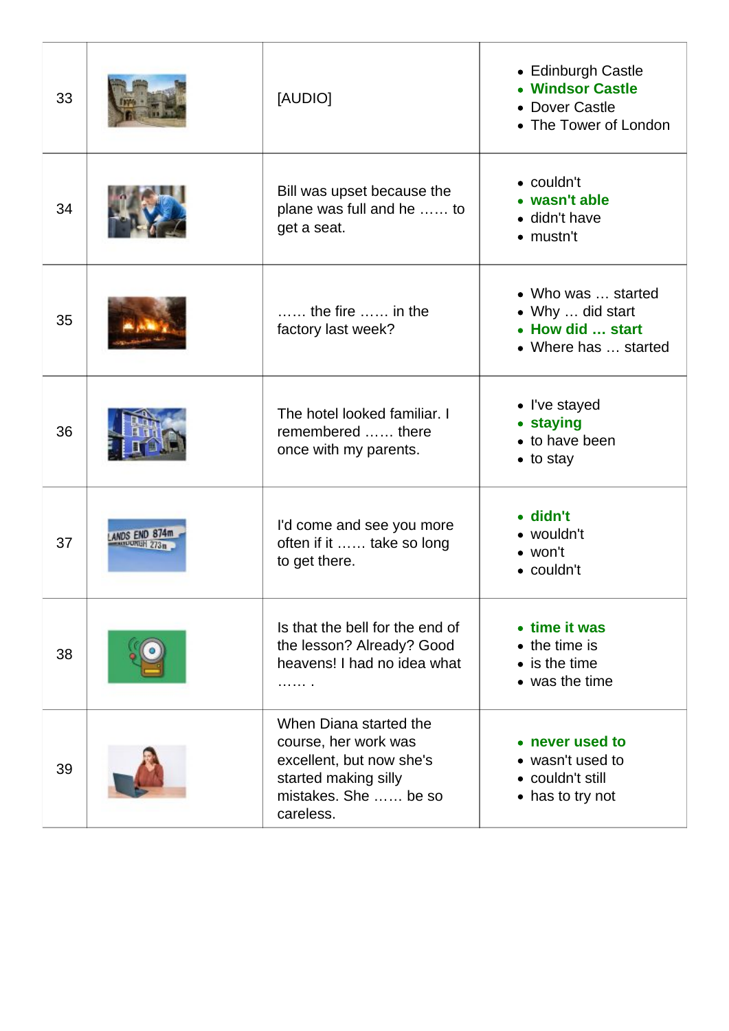| | | | |
|---|---|---|---|
| 33 | | [AUDIO] | • Edinburgh Castle<br>• **Windsor Castle**<br>• Dover Castle<br>• The Tower of London |
| 34 | | Bill was upset because the plane was full and he …… to get a seat. | • couldn't<br>• **wasn't able**<br>• didn't have<br>• mustn't |
| 35 | | …… the fire …… in the factory last week? | • Who was … started<br>• Why … did start<br>• **How did … start**<br>• Where has … started |
| 36 | | The hotel looked familiar. I remembered …… there once with my parents. | • I've stayed<br>• **staying**<br>• to have been<br>• to stay |
| 37 | | I'd come and see you more often if it …… take so long to get there. | • **didn't**<br>• wouldn't<br>• won't<br>• couldn't |
| 38 | | Is that the bell for the end of the lesson? Already? Good heavens! I had no idea what …… . | • **time it was**<br>• the time is<br>• is the time<br>• was the time |
| 39 | | When Diana started the course, her work was excellent, but now she's started making silly mistakes. She …… be so careless. | • **never used to**<br>• wasn't used to<br>• couldn't still<br>• has to try not |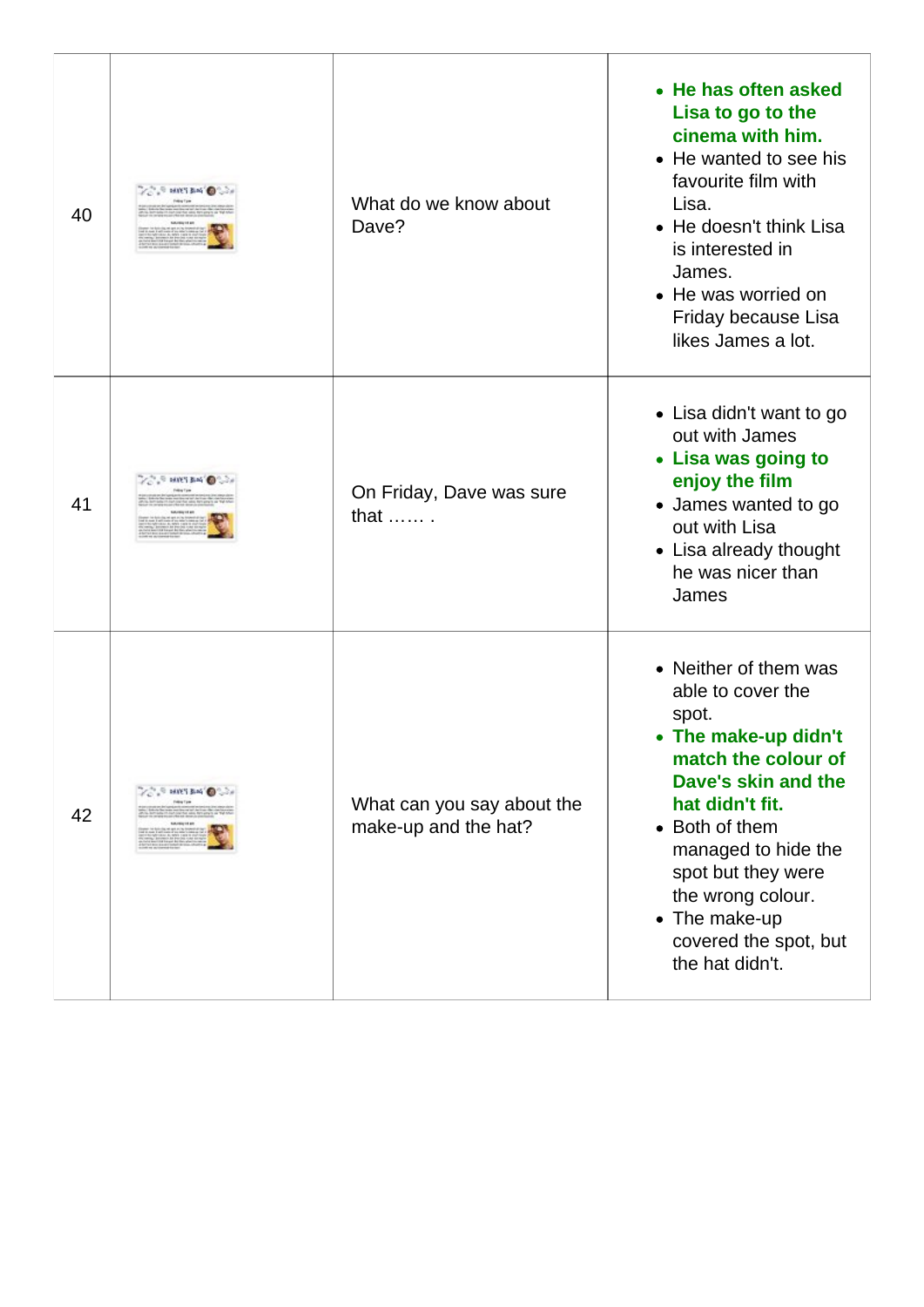| 40 | | What do we know about Dave? | • **He has often asked Lisa to go to the cinema with him.**<br>• He wanted to see his favourite film with Lisa.<br>• He doesn't think Lisa is interested in James.<br>• He was worried on Friday because Lisa likes James a lot. |
|---|---|---|---|
| 41 | | On Friday, Dave was sure that …… . | • Lisa didn't want to go out with James<br>• **Lisa was going to enjoy the film**<br>• James wanted to go out with Lisa<br>• Lisa already thought he was nicer than James |
| 42 | | What can you say about the make-up and the hat? | • Neither of them was able to cover the spot.<br>• **The make-up didn't match the colour of Dave's skin and the hat didn't fit.**<br>• Both of them managed to hide the spot but they were the wrong colour.<br>• The make-up covered the spot, but the hat didn't. |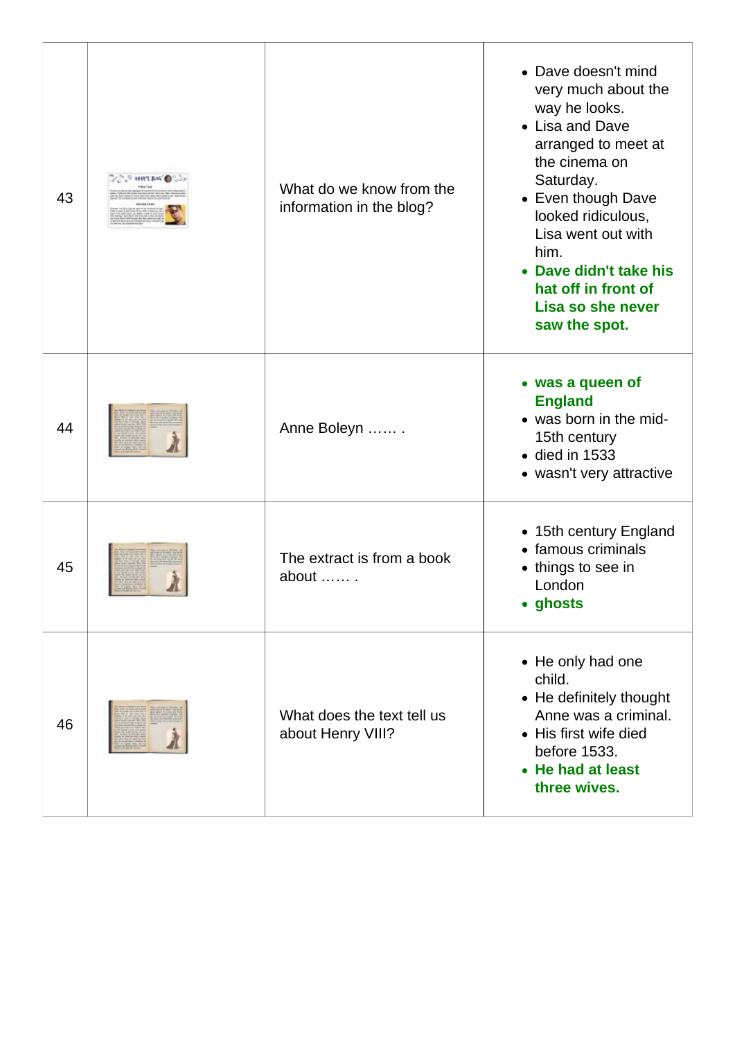| | | | |
|---|---|---|---|
| 43 | | What do we know from the information in the blog? | • Dave doesn't mind very much about the way he looks.<br>• Lisa and Dave arranged to meet at the cinema on Saturday.<br>• Even though Dave looked ridiculous, Lisa went out with him.<br>• **Dave didn't take his hat off in front of Lisa so she never saw the spot.** |
| 44 | | Anne Boleyn …… . | • **was a queen of England**<br>• was born in the mid-15th century<br>• died in 1533<br>• wasn't very attractive |
| 45 | | The extract is from a book about …… . | • 15th century England<br>• famous criminals<br>• things to see in London<br>• **ghosts** |
| 46 | | What does the text tell us about Henry VIII? | • He only had one child.<br>• He definitely thought Anne was a criminal.<br>• His first wife died before 1533.<br>• **He had at least three wives.** |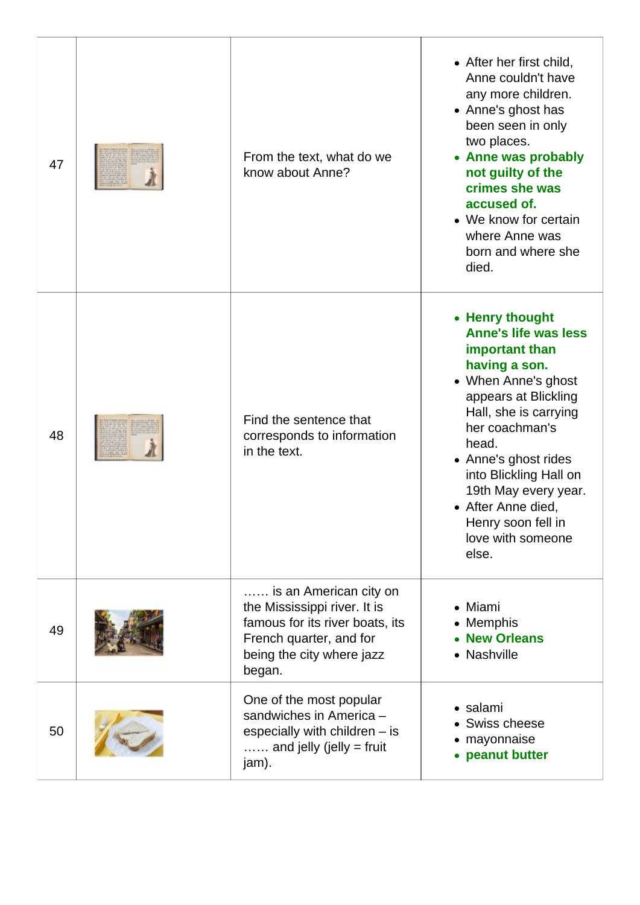| | | | |
|---|---|---|---|
| 47 | | From the text, what do we know about Anne? | • After her first child, Anne couldn't have any more children.<br>• Anne's ghost has been seen in only two places.<br>• **Anne was probably not guilty of the crimes she was accused of.**<br>• We know for certain where Anne was born and where she died. |
| 48 | | Find the sentence that corresponds to information in the text. | • **Henry thought Anne's life was less important than having a son.**<br>• When Anne's ghost appears at Blickling Hall, she is carrying her coachman's head.<br>• Anne's ghost rides into Blickling Hall on 19th May every year.<br>• After Anne died, Henry soon fell in love with someone else. |
| 49 | | …… is an American city on the Mississippi river. It is famous for its river boats, its French quarter, and for being the city where jazz began. | • Miami<br>• Memphis<br>• **New Orleans**<br>• Nashville |
| 50 | | One of the most popular sandwiches in America – especially with children – is …… and jelly (jelly = fruit jam). | • salami<br>• Swiss cheese<br>• mayonnaise<br>• **peanut butter** |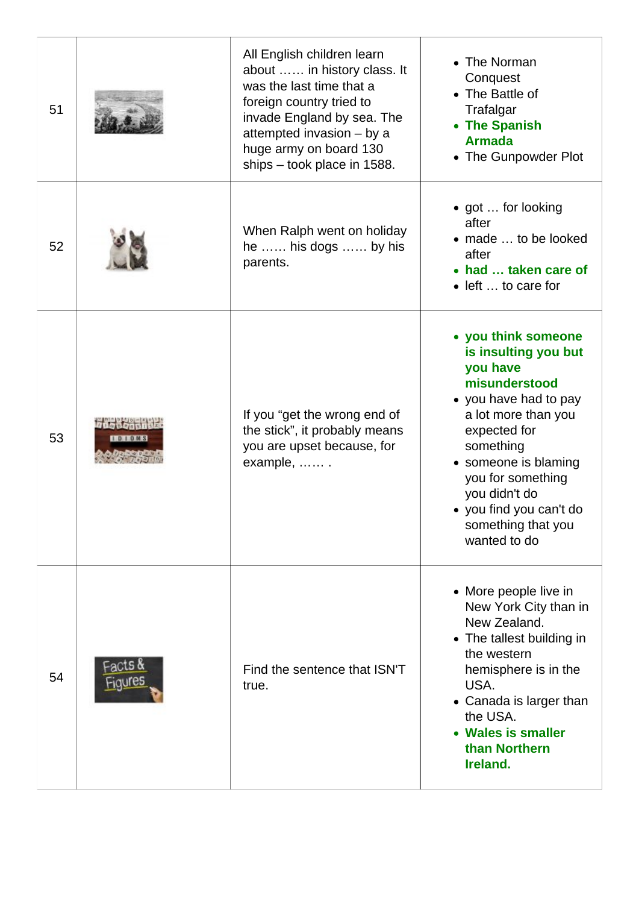| | | | |
|---|---|---|---|
| 51 | | All English children learn about …… in history class. It was the last time that a foreign country tried to invade England by sea. The attempted invasion – by a huge army on board 130 ships – took place in 1588. | • The Norman Conquest<br>• The Battle of Trafalgar<br>• **The Spanish Armada**<br>• The Gunpowder Plot |
| 52 | | When Ralph went on holiday he …… his dogs …… by his parents. | • got … for looking after<br>• made … to be looked after<br>• **had … taken care of**<br>• left … to care for |
| 53 | | If you "get the wrong end of the stick", it probably means you are upset because, for example, …… . | • **you think someone is insulting you but you have misunderstood**<br>• you have had to pay a lot more than you expected for something<br>• someone is blaming you for something you didn't do<br>• you find you can't do something that you wanted to do |
| 54 | | Find the sentence that ISN'T true. | • More people live in New York City than in New Zealand.<br>• The tallest building in the western hemisphere is in the USA.<br>• Canada is larger than the USA.<br>• **Wales is smaller than Northern Ireland.** |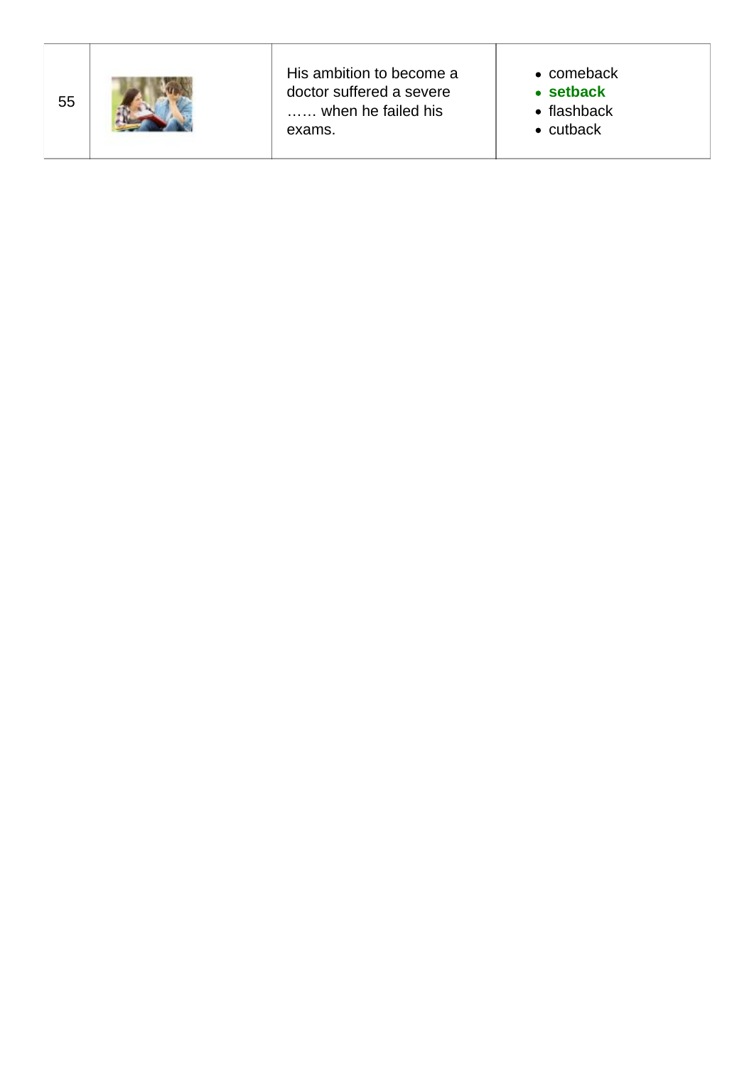| | | | |
|---|---|---|---|
| 55 | | His ambition to become a doctor suffered a severe …… when he failed his exams. | • comeback<br>• **setback**<br>• flashback<br>• cutback |